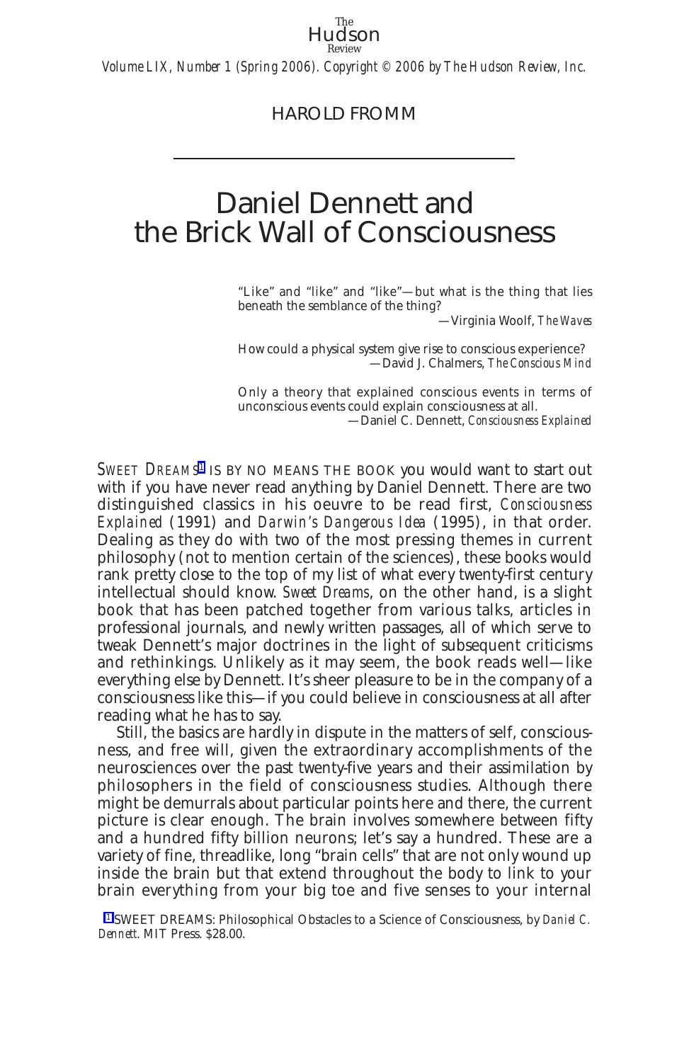HAROLD FROMM

# Daniel Dennett and the Brick Wall of Consciousness

> "Like" and "like" and "like"—but what is the thing that lies beneath the semblance of the thing?
>
> —Virginia Woolf, *The Waves*

> How could a physical system give rise to conscious experience?
>
> —David J. Chalmers, *The Conscious Mind*

> Only a theory that explained conscious events in terms of unconscious events could explain consciousness at all.
>
> —Daniel C. Dennett, *Consciousness Explained*

*Sweet Dreams*[1] IS BY NO MEANS THE BOOK you would want to start out with if you have never read anything by Daniel Dennett. There are two distinguished classics in his oeuvre to be read first, *Consciousness Explained* (1991) and *Darwin's Dangerous Idea* (1995), in that order. Dealing as they do with two of the most pressing themes in current philosophy (not to mention certain of the sciences), these books would rank pretty close to the top of my list of what every twenty-first century intellectual should know. *Sweet Dreams*, on the other hand, is a slight book that has been patched together from various talks, articles in professional journals, and newly written passages, all of which serve to tweak Dennett's major doctrines in the light of subsequent criticisms and rethinkings. Unlikely as it may seem, the book reads well—like everything else by Dennett. It's sheer pleasure to be in the company of a consciousness like this—if you could believe in consciousness at all after reading what he has to say.

Still, the basics are hardly in dispute in the matters of self, consciousness, and free will, given the extraordinary accomplishments of the neurosciences over the past twenty-five years and their assimilation by philosophers in the field of consciousness studies. Although there might be demurrals about particular points here and there, the current picture is clear enough. The brain involves somewhere between fifty and a hundred fifty billion neurons; let's say a hundred. These are a variety of fine, threadlike, long "brain cells" that are not only wound up inside the brain but that extend throughout the body to link to your brain everything from your big toe and five senses to your internal

[1] SWEET DREAMS: Philosophical Obstacles to a Science of Consciousness, by *Daniel C. Dennett*. MIT Press. $28.00.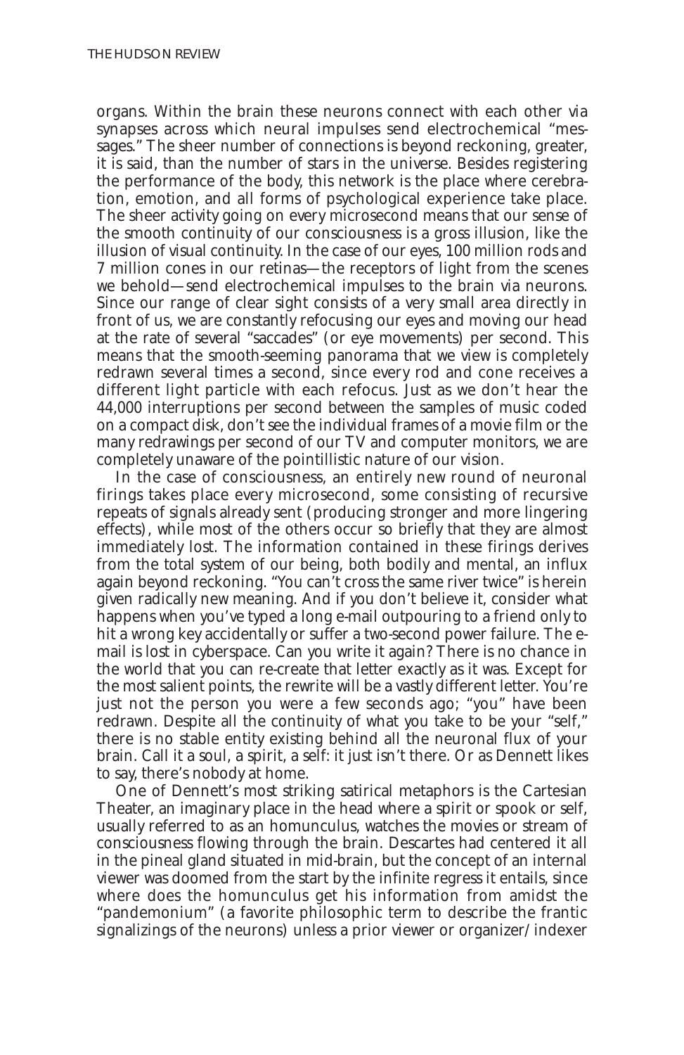organs. Within the brain these neurons connect with each other via synapses across which neural impulses send electrochemical "messages." The sheer number of connections is beyond reckoning, greater, it is said, than the number of stars in the universe. Besides registering the performance of the body, this network is the place where cerebration, emotion, and all forms of psychological experience take place. The sheer activity going on every microsecond means that our sense of the smooth continuity of our consciousness is a gross illusion, like the illusion of visual continuity. In the case of our eyes, 100 million rods and 7 million cones in our retinas—the receptors of light from the scenes we behold—send electrochemical impulses to the brain via neurons. Since our range of clear sight consists of a very small area directly in front of us, we are constantly refocusing our eyes and moving our head at the rate of several "saccades" (or eye movements) per second. This means that the smooth-seeming panorama that we view is completely redrawn several times a second, since every rod and cone receives a different light particle with each refocus. Just as we don't hear the 44,000 interruptions per second between the samples of music coded on a compact disk, don't see the individual frames of a movie film or the many redrawings per second of our TV and computer monitors, we are completely unaware of the pointillistic nature of our vision.

In the case of consciousness, an entirely new round of neuronal firings takes place every microsecond, some consisting of recursive repeats of signals already sent (producing stronger and more lingering effects), while most of the others occur so briefly that they are almost immediately lost. The information contained in these firings derives from the total system of our being, both bodily and mental, an influx again beyond reckoning. "You can't cross the same river twice" is herein given radically new meaning. And if you don't believe it, consider what happens when you've typed a long e-mail outpouring to a friend only to hit a wrong key accidentally or suffer a two-second power failure. The e-mail is lost in cyberspace. Can you write it again? There is no chance in the world that you can re-create that letter exactly as it was. Except for the most salient points, the rewrite will be a vastly different letter. You're just not the person you were a few seconds ago; "you" have been redrawn. Despite all the continuity of what you take to be your "self," there is no stable entity existing behind all the neuronal flux of your brain. Call it a soul, a spirit, a self: it just isn't there. Or as Dennett likes to say, there's nobody at home.

One of Dennett's most striking satirical metaphors is the Cartesian Theater, an imaginary place in the head where a spirit or spook or self, usually referred to as an homunculus, watches the movies or stream of consciousness flowing through the brain. Descartes had centered it all in the pineal gland situated in mid-brain, but the concept of an internal viewer was doomed from the start by the infinite regress it entails, since where does the homunculus get his information from amidst the "pandemonium" (a favorite philosophic term to describe the frantic signalizings of the neurons) unless a prior viewer or organizer/indexer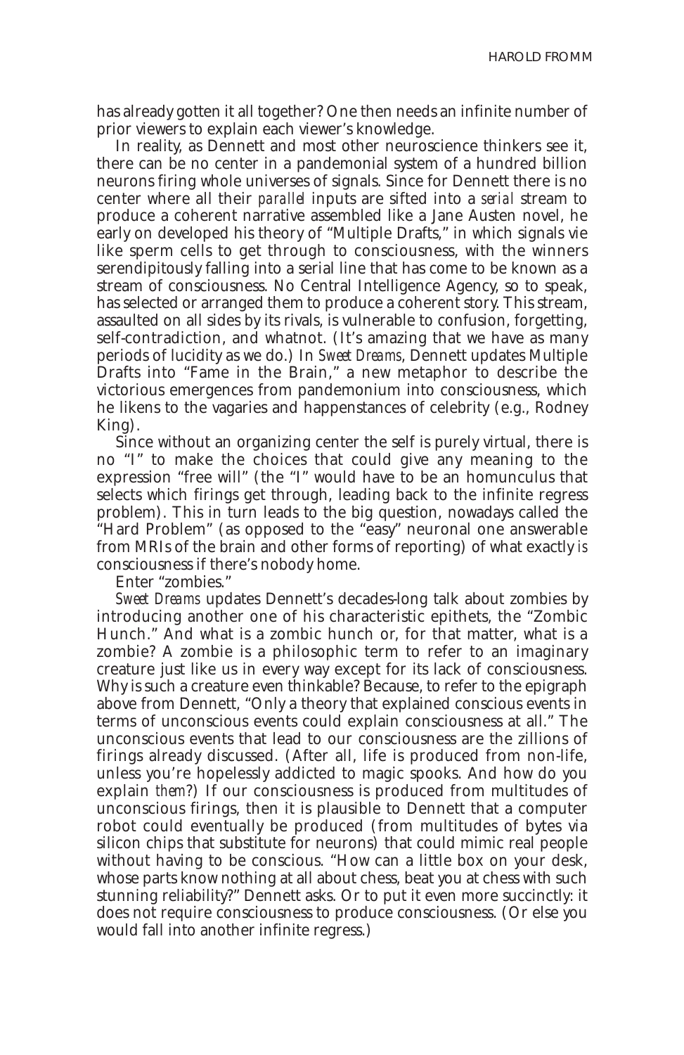has already gotten it all together? One then needs an infinite number of prior viewers to explain each viewer's knowledge.

In reality, as Dennett and most other neuroscience thinkers see it, there can be no center in a pandemonial system of a hundred billion neurons firing whole universes of signals. Since for Dennett there is no center where all their *parallel* inputs are sifted into a *serial* stream to produce a coherent narrative assembled like a Jane Austen novel, he early on developed his theory of "Multiple Drafts," in which signals vie like sperm cells to get through to consciousness, with the winners serendipitously falling into a serial line that has come to be known as a stream of consciousness. No Central Intelligence Agency, so to speak, has selected or arranged them to produce a coherent story. This stream, assaulted on all sides by its rivals, is vulnerable to confusion, forgetting, self-contradiction, and whatnot. (It's amazing that we have as many periods of lucidity as we do.) In *Sweet Dreams*, Dennett updates Multiple Drafts into "Fame in the Brain," a new metaphor to describe the victorious emergences from pandemonium into consciousness, which he likens to the vagaries and happenstances of celebrity (e.g., Rodney King).

Since without an organizing center the self is purely virtual, there is no "I" to make the choices that could give any meaning to the expression "free will" (the "I" would have to be an homunculus that selects which firings get through, leading back to the infinite regress problem). This in turn leads to the big question, nowadays called the "Hard Problem" (as opposed to the "easy" neuronal one answerable from MRIs of the brain and other forms of reporting) of what exactly *is* consciousness if there's nobody home.

Enter "zombies."

*Sweet Dreams* updates Dennett's decades-long talk about zombies by introducing another one of his characteristic epithets, the "Zombic Hunch." And what is a zombic hunch or, for that matter, what is a zombie? A zombie is a philosophic term to refer to an imaginary creature just like us in every way except for its lack of consciousness. Why is such a creature even thinkable? Because, to refer to the epigraph above from Dennett, "Only a theory that explained conscious events in terms of unconscious events could explain consciousness at all." The unconscious events that lead to our consciousness are the zillions of firings already discussed. (After all, life is produced from non-life, unless you're hopelessly addicted to magic spooks. And how do you explain *them*?) If our consciousness is produced from multitudes of unconscious firings, then it is plausible to Dennett that a computer robot could eventually be produced (from multitudes of bytes via silicon chips that substitute for neurons) that could mimic real people without having to be conscious. "How can a little box on your desk, whose parts know nothing at all about chess, beat you at chess with such stunning reliability?" Dennett asks. Or to put it even more succinctly: it does not require consciousness to produce consciousness. (Or else you would fall into another infinite regress.)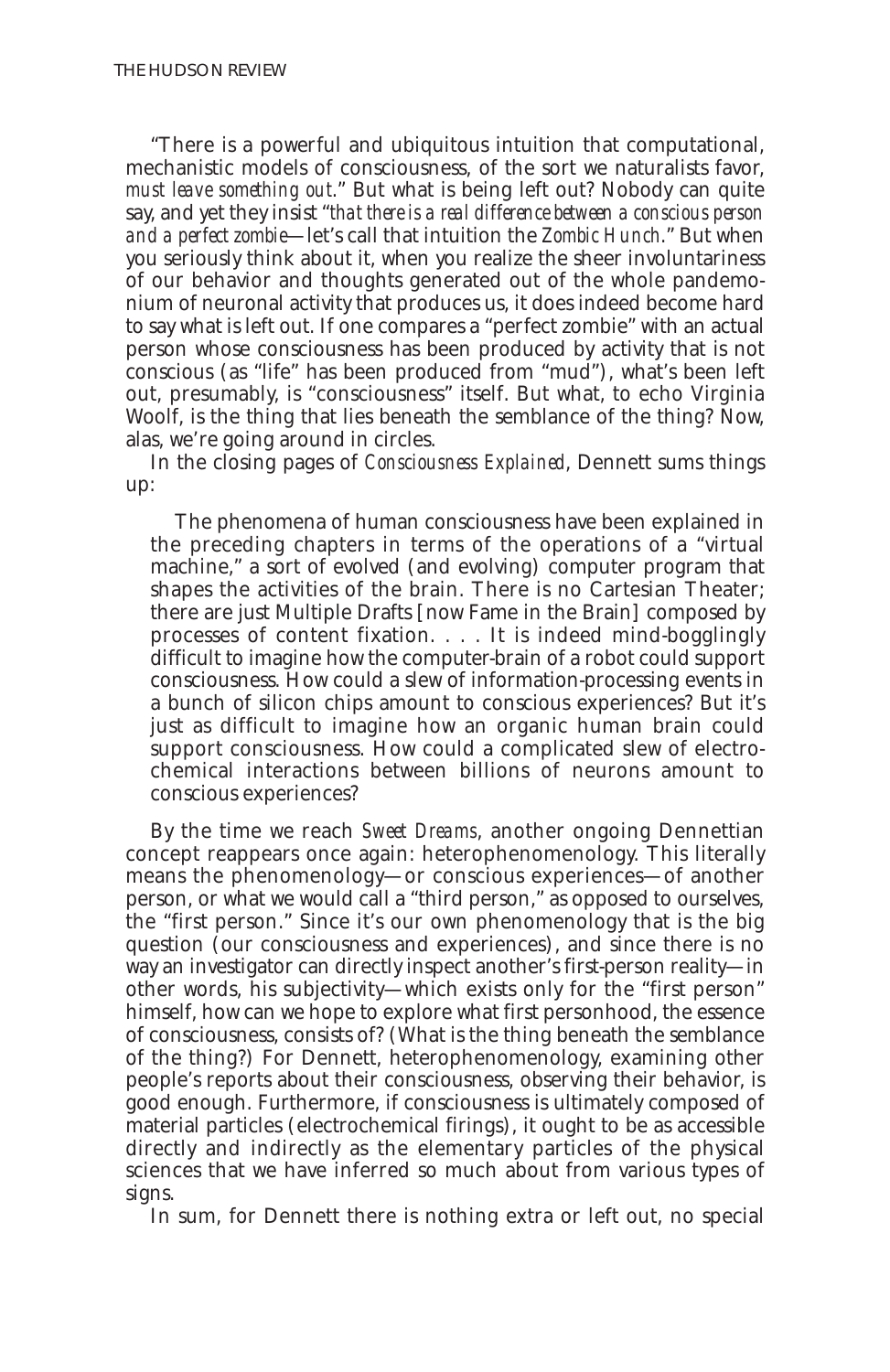"There is a powerful and ubiquitous intuition that computational, mechanistic models of consciousness, of the sort we naturalists favor, *must leave something out*." But what is being left out? Nobody can quite say, and yet they insist "*that there is a real difference between a conscious person and a perfect zombie*—let's call that intuition the *Zombic Hunch*." But when you seriously think about it, when you realize the sheer involuntariness of our behavior and thoughts generated out of the whole pandemonium of neuronal activity that produces us, it does indeed become hard to say what is left out. If one compares a "perfect zombie" with an actual person whose consciousness has been produced by activity that is not conscious (as "life" has been produced from "mud"), what's been left out, presumably, is "consciousness" itself. But what, to echo Virginia Woolf, is the thing that lies beneath the semblance of the thing? Now, alas, we're going around in circles.

In the closing pages of *Consciousness Explained*, Dennett sums things up:

> The phenomena of human consciousness have been explained in the preceding chapters in terms of the operations of a "virtual machine," a sort of evolved (and evolving) computer program that shapes the activities of the brain. There is no Cartesian Theater; there are just Multiple Drafts [now Fame in the Brain] composed by processes of content fixation. . . . It is indeed mind-bogglingly difficult to imagine how the computer-brain of a robot could support consciousness. How could a slew of information-processing events in a bunch of silicon chips amount to conscious experiences? But it's just as difficult to imagine how an organic human brain could support consciousness. How could a complicated slew of electrochemical interactions between billions of neurons amount to conscious experiences?

By the time we reach *Sweet Dreams*, another ongoing Dennettian concept reappears once again: heterophenomenology. This literally means the phenomenology—or conscious experiences—of another person, or what we would call a "third person," as opposed to ourselves, the "first person." Since it's our own phenomenology that is the big question (our consciousness and experiences), and since there is no way an investigator can directly inspect another's first-person reality—in other words, his subjectivity—which exists only for the "first person" himself, how can we hope to explore what first personhood, the essence of consciousness, consists of? (What is the thing beneath the semblance of the thing?) For Dennett, heterophenomenology, examining other people's reports about their consciousness, observing their behavior, is good enough. Furthermore, if consciousness is ultimately composed of material particles (electrochemical firings), it ought to be as accessible directly and indirectly as the elementary particles of the physical sciences that we have inferred so much about from various types of signs.

In sum, for Dennett there is nothing extra or left out, no special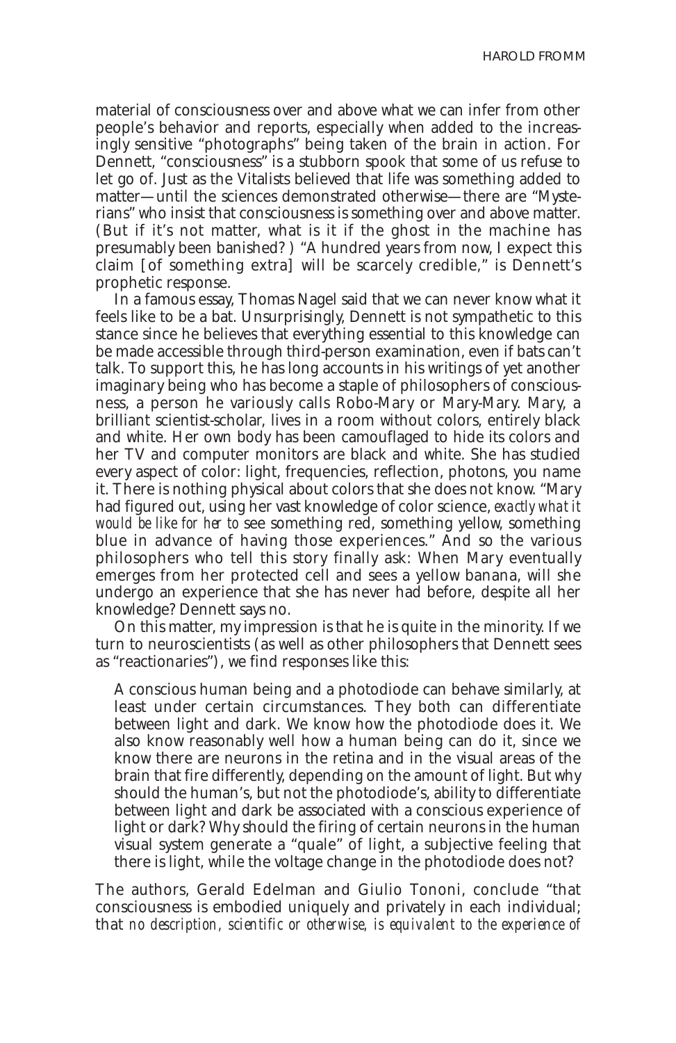material of consciousness over and above what we can infer from other people's behavior and reports, especially when added to the increasingly sensitive "photographs" being taken of the brain in action. For Dennett, "consciousness" is a stubborn spook that some of us refuse to let go of. Just as the Vitalists believed that life was something added to matter—until the sciences demonstrated otherwise—there are "Mysterians" who insist that consciousness is something over and above matter. (But if it's not matter, what is it if the ghost in the machine has presumably been banished?) "A hundred years from now, I expect this claim [of something extra] will be scarcely credible," is Dennett's prophetic response.

In a famous essay, Thomas Nagel said that we can never know what it feels like to be a bat. Unsurprisingly, Dennett is not sympathetic to this stance since he believes that everything essential to this knowledge can be made accessible through third-person examination, even if bats can't talk. To support this, he has long accounts in his writings of yet another imaginary being who has become a staple of philosophers of consciousness, a person he variously calls Robo-Mary or Mary-Mary. Mary, a brilliant scientist-scholar, lives in a room without colors, entirely black and white. Her own body has been camouflaged to hide its colors and her TV and computer monitors are black and white. She has studied every aspect of color: light, frequencies, reflection, photons, you name it. There is nothing physical about colors that she does not know. "Mary had figured out, using her vast knowledge of color science, *exactly what it would be like for her to* see something red, something yellow, something blue in advance of having those experiences." And so the various philosophers who tell this story finally ask: When Mary eventually emerges from her protected cell and sees a yellow banana, will she undergo an experience that she has never had before, despite all her knowledge? Dennett says no.

On this matter, my impression is that he is quite in the minority. If we turn to neuroscientists (as well as other philosophers that Dennett sees as "reactionaries"), we find responses like this:

> A conscious human being and a photodiode can behave similarly, at least under certain circumstances. They both can differentiate between light and dark. We know how the photodiode does it. We also know reasonably well how a human being can do it, since we know there are neurons in the retina and in the visual areas of the brain that fire differently, depending on the amount of light. But why should the human's, but not the photodiode's, ability to differentiate between light and dark be associated with a conscious experience of light or dark? Why should the firing of certain neurons in the human visual system generate a "quale" of light, a subjective feeling that there is light, while the voltage change in the photodiode does not?

The authors, Gerald Edelman and Giulio Tononi, conclude "that consciousness is embodied uniquely and privately in each individual; that *no description, scientific or otherwise, is equivalent to the experience of*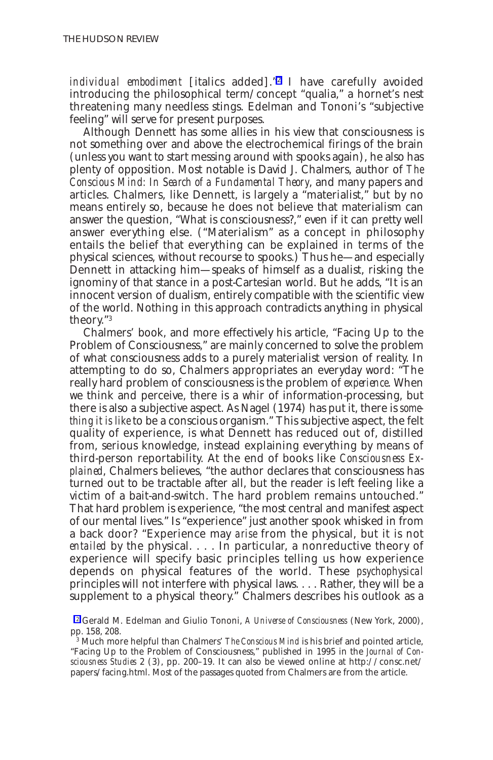*individual embodiment* [italics added]."[2] I have carefully avoided introducing the philosophical term/concept "qualia," a hornet's nest threatening many needless stings. Edelman and Tononi's "subjective feeling" will serve for present purposes.

Although Dennett has some allies in his view that consciousness is not something over and above the electrochemical firings of the brain (unless you want to start messing around with spooks again), he also has plenty of opposition. Most notable is David J. Chalmers, author of *The Conscious Mind: In Search of a Fundamental Theory*, and many papers and articles. Chalmers, like Dennett, is largely a "materialist," but by no means entirely so, because he does not believe that materialism can answer the question, "What is consciousness?," even if it can pretty well answer everything else. ("Materialism" as a concept in philosophy entails the belief that everything can be explained in terms of the physical sciences, without recourse to spooks.) Thus he—and especially Dennett in attacking him—speaks of himself as a dualist, risking the ignominy of that stance in a post-Cartesian world. But he adds, "It is an innocent version of dualism, entirely compatible with the scientific view of the world. Nothing in this approach contradicts anything in physical theory."[3]

Chalmers' book, and more effectively his article, "Facing Up to the Problem of Consciousness," are mainly concerned to solve the problem of what consciousness adds to a purely materialist version of reality. In attempting to do so, Chalmers appropriates an everyday word: "The really hard problem of consciousness is the problem of *experience*. When we think and perceive, there is a whir of information-processing, but there is also a subjective aspect. As Nagel (1974) has put it, there is *something it is like* to be a conscious organism." This subjective aspect, the felt quality of experience, is what Dennett has reduced out of, distilled from, serious knowledge, instead explaining everything by means of third-person reportability. At the end of books like *Consciousness Explained*, Chalmers believes, "the author declares that consciousness has turned out to be tractable after all, but the reader is left feeling like a victim of a bait-and-switch. The hard problem remains untouched." That hard problem is experience, "the most central and manifest aspect of our mental lives." Is "experience" just another spook whisked in from a back door? "Experience may *arise* from the physical, but it is not *entailed* by the physical. . . . In particular, a nonreductive theory of experience will specify basic principles telling us how experience depends on physical features of the world. These *psychophysical* principles will not interfere with physical laws. . . . Rather, they will be a supplement to a physical theory." Chalmers describes his outlook as a

[2] Gerald M. Edelman and Giulio Tononi, *A Universe of Consciousness* (New York, 2000), pp. 158, 208.

[3] Much more helpful than Chalmers' *The Conscious Mind* is his brief and pointed article, "Facing Up to the Problem of Consciousness," published in 1995 in the *Journal of Consciousness Studies* 2 (3), pp. 200–19. It can also be viewed online at http://consc.net/papers/facing.html. Most of the passages quoted from Chalmers are from the article.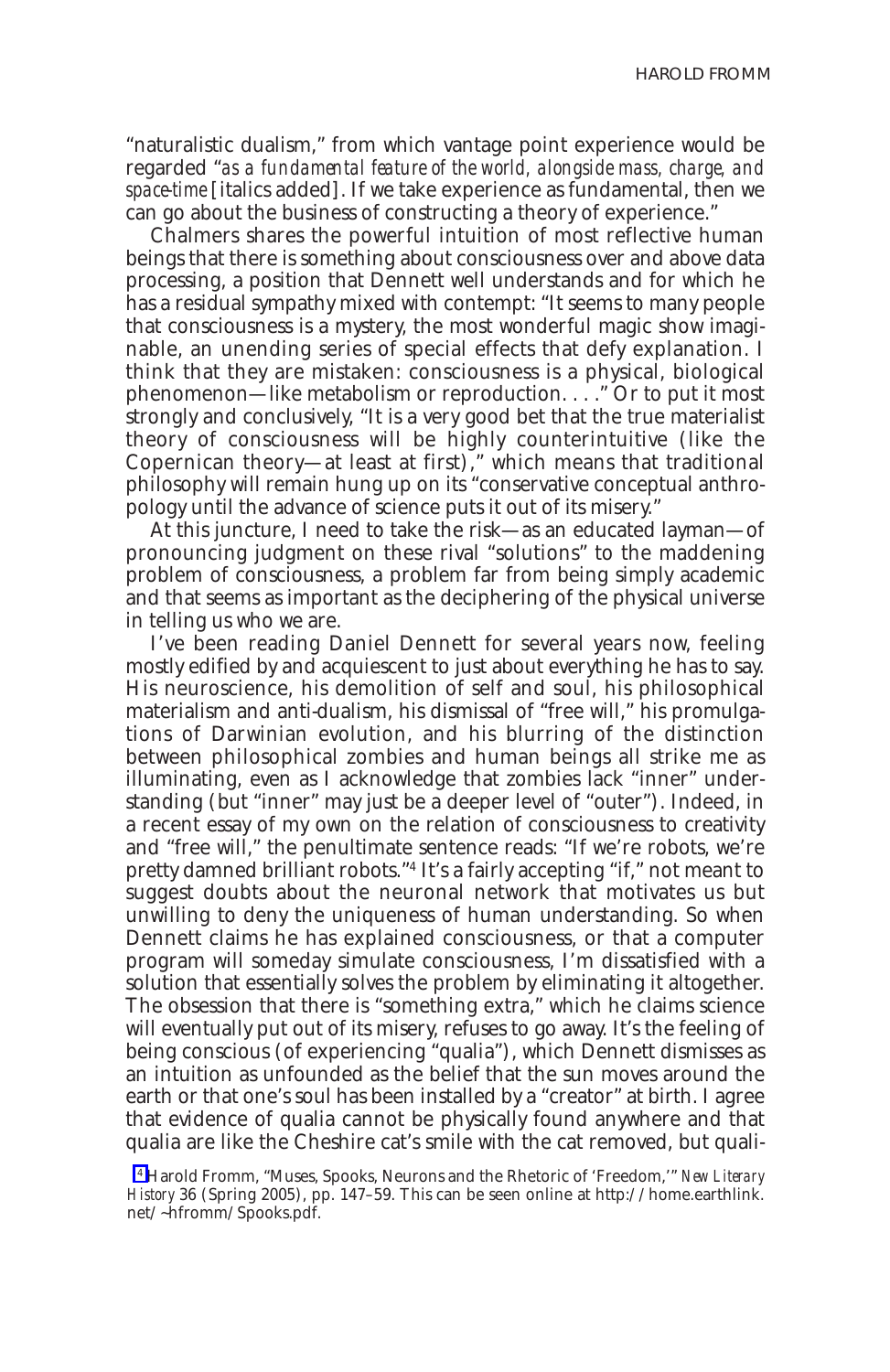"naturalistic dualism," from which vantage point experience would be regarded "*as a fundamental feature of the world, alongside mass, charge, and space-time* [italics added]. If we take experience as fundamental, then we can go about the business of constructing a theory of experience."

Chalmers shares the powerful intuition of most reflective human beings that there is something about consciousness over and above data processing, a position that Dennett well understands and for which he has a residual sympathy mixed with contempt: "It seems to many people that consciousness is a mystery, the most wonderful magic show imaginable, an unending series of special effects that defy explanation. I think that they are mistaken: consciousness is a physical, biological phenomenon—like metabolism or reproduction. . . ." Or to put it most strongly and conclusively, "It is a very good bet that the true materialist theory of consciousness will be highly counterintuitive (like the Copernican theory—at least at first)," which means that traditional philosophy will remain hung up on its "conservative conceptual anthropology until the advance of science puts it out of its misery."

At this juncture, I need to take the risk—as an educated layman—of pronouncing judgment on these rival "solutions" to the maddening problem of consciousness, a problem far from being simply academic and that seems as important as the deciphering of the physical universe in telling us who we are.

I've been reading Daniel Dennett for several years now, feeling mostly edified by and acquiescent to just about everything he has to say. His neuroscience, his demolition of self and soul, his philosophical materialism and anti-dualism, his dismissal of "free will," his promulgations of Darwinian evolution, and his blurring of the distinction between philosophical zombies and human beings all strike me as illuminating, even as I acknowledge that zombies lack "inner" understanding (but "inner" may just be a deeper level of "outer"). Indeed, in a recent essay of my own on the relation of consciousness to creativity and "free will," the penultimate sentence reads: "If we're robots, we're pretty damned brilliant robots."[4] It's a fairly accepting "if," not meant to suggest doubts about the neuronal network that motivates us but unwilling to deny the uniqueness of human understanding. So when Dennett claims he has explained consciousness, or that a computer program will someday simulate consciousness, I'm dissatisfied with a solution that essentially solves the problem by eliminating it altogether. The obsession that there is "something extra," which he claims science will eventually put out of its misery, refuses to go away. It's the feeling of being conscious (of experiencing "qualia"), which Dennett dismisses as an intuition as unfounded as the belief that the sun moves around the earth or that one's soul has been installed by a "creator" at birth. I agree that evidence of qualia cannot be physically found anywhere and that qualia are like the Cheshire cat's smile with the cat removed, but quali-

[4] Harold Fromm, "Muses, Spooks, Neurons and the Rhetoric of 'Freedom,'" *New Literary History* 36 (Spring 2005), pp. 147–59. This can be seen online at http://home.earthlink.net/~hfromm/Spooks.pdf.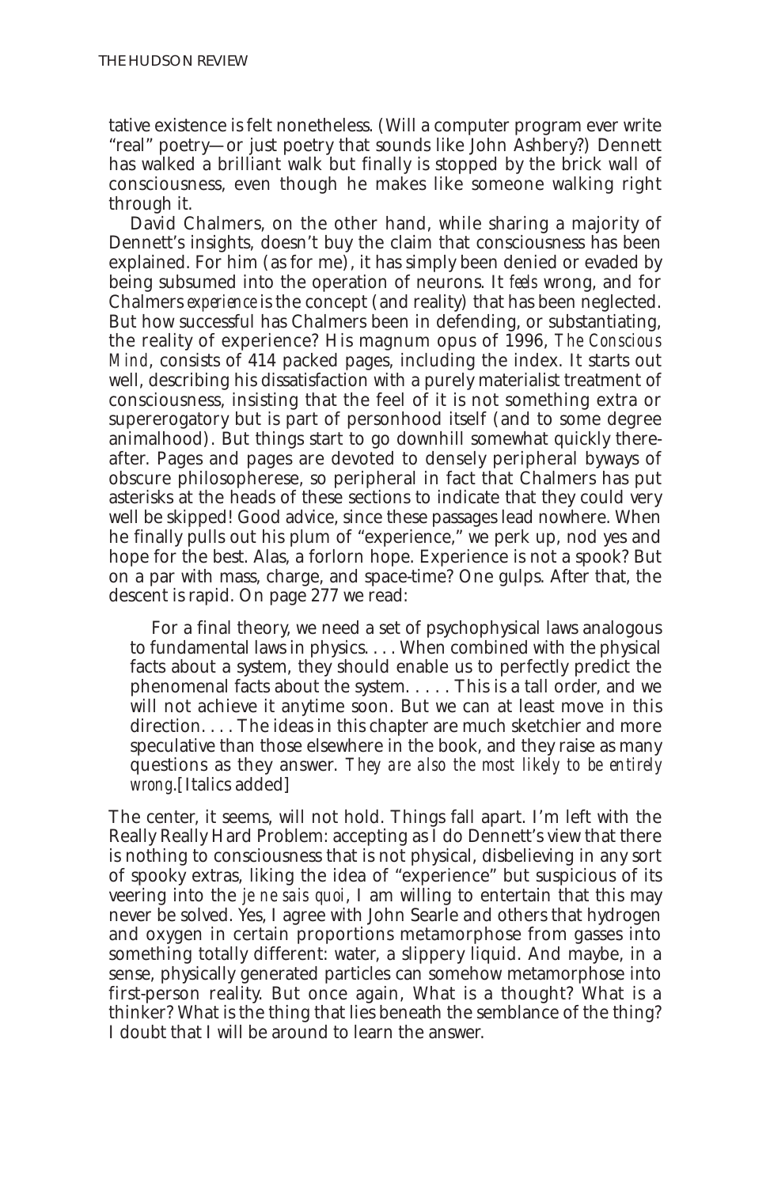tative existence is felt nonetheless. (Will a computer program ever write "real" poetry—or just poetry that sounds like John Ashbery?) Dennett has walked a brilliant walk but finally is stopped by the brick wall of consciousness, even though he makes like someone walking right through it.

David Chalmers, on the other hand, while sharing a majority of Dennett's insights, doesn't buy the claim that consciousness has been explained. For him (as for me), it has simply been denied or evaded by being subsumed into the operation of neurons. It *feels* wrong, and for Chalmers *experience* is the concept (and reality) that has been neglected. But how successful has Chalmers been in defending, or substantiating, the reality of experience? His magnum opus of 1996, *The Conscious Mind*, consists of 414 packed pages, including the index. It starts out well, describing his dissatisfaction with a purely materialist treatment of consciousness, insisting that the feel of it is not something extra or supererogatory but is part of personhood itself (and to some degree animalhood). But things start to go downhill somewhat quickly thereafter. Pages and pages are devoted to densely peripheral byways of obscure philosopherese, so peripheral in fact that Chalmers has put asterisks at the heads of these sections to indicate that they could very well be skipped! Good advice, since these passages lead nowhere. When he finally pulls out his plum of "experience," we perk up, nod yes and hope for the best. Alas, a forlorn hope. Experience is not a spook? But on a par with mass, charge, and space-time? One gulps. After that, the descent is rapid. On page 277 we read:

> For a final theory, we need a set of psychophysical laws analogous to fundamental laws in physics. . . . When combined with the physical facts about a system, they should enable us to perfectly predict the phenomenal facts about the system. . . . . This is a tall order, and we will not achieve it anytime soon. But we can at least move in this direction. . . . The ideas in this chapter are much sketchier and more speculative than those elsewhere in the book, and they raise as many questions as they answer. *They are also the most likely to be entirely wrong*.[Italics added]

The center, it seems, will not hold. Things fall apart. I'm left with the Really Really Hard Problem: accepting as I do Dennett's view that there is nothing to consciousness that is not physical, disbelieving in any sort of spooky extras, liking the idea of "experience" but suspicious of its veering into the *je ne sais quoi*, I am willing to entertain that this may never be solved. Yes, I agree with John Searle and others that hydrogen and oxygen in certain proportions metamorphose from gasses into something totally different: water, a slippery liquid. And maybe, in a sense, physically generated particles can somehow metamorphose into first-person reality. But once again, What is a thought? What is a thinker? What is the thing that lies beneath the semblance of the thing? I doubt that I will be around to learn the answer.